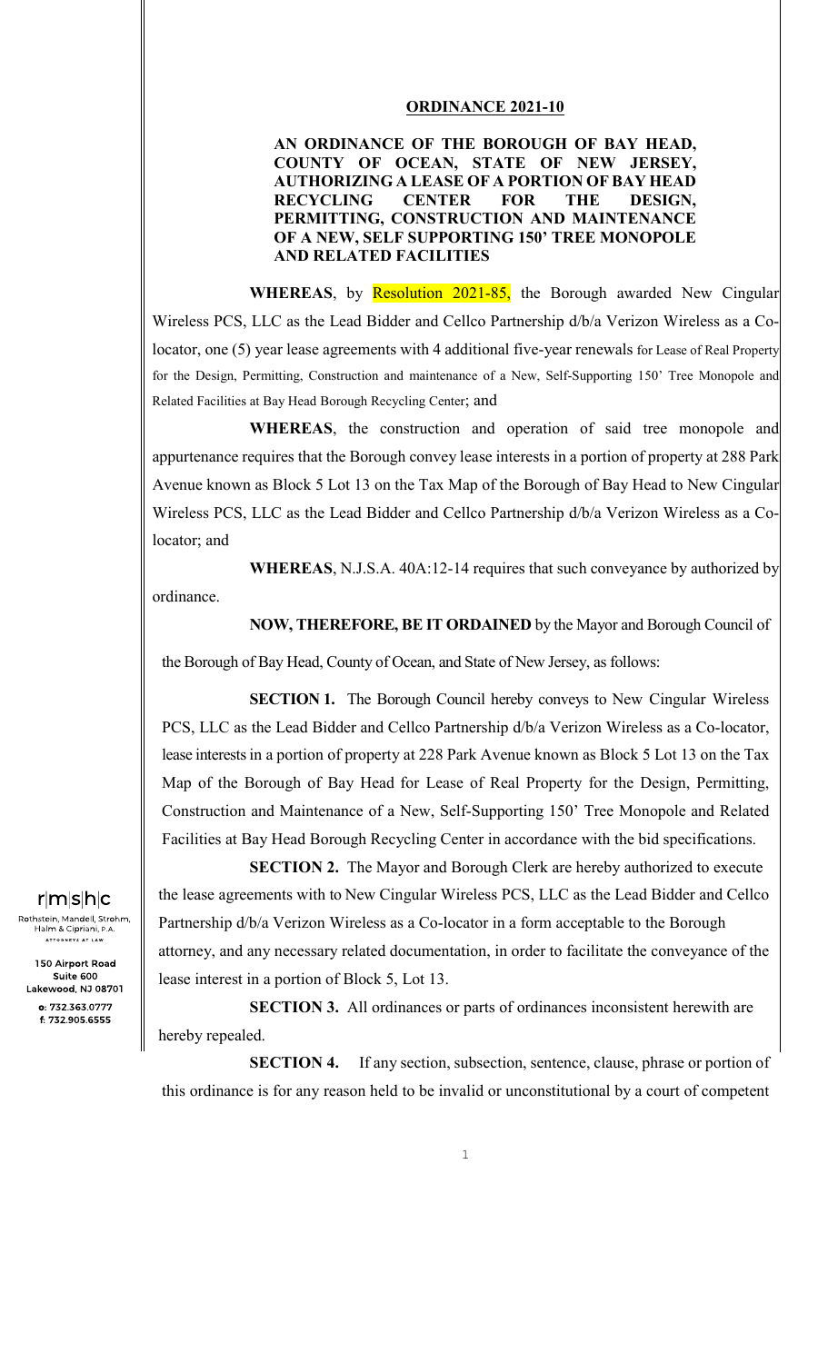**ORDINANCE 2021-10**

**AN ORDINANCE OF THE BOROUGH OF BAY HEAD, COUNTY OF OCEAN, STATE OF NEW JERSEY, AUTHORIZING A LEASE OF A PORTION OF BAY HEAD RECYCLING CENTER FOR THE DESIGN, PERMITTING, CONSTRUCTION AND MAINTENANCE OF A NEW, SELF SUPPORTING 150' TREE MONOPOLE AND RELATED FACILITIES**

**WHEREAS**, by Resolution 2021-85, the Borough awarded New Cingular Wireless PCS, LLC as the Lead Bidder and Cellco Partnership d/b/a Verizon Wireless as a Co-locator, one (5) year lease agreements with 4 additional five-year renewals for Lease of Real Property for the Design, Permitting, Construction and maintenance of a New, Self-Supporting 150' Tree Monopole and Related Facilities at Bay Head Borough Recycling Center; and

**WHEREAS**, the construction and operation of said tree monopole and appurtenance requires that the Borough convey lease interests in a portion of property at 288 Park Avenue known as Block 5 Lot 13 on the Tax Map of the Borough of Bay Head to New Cingular Wireless PCS, LLC as the Lead Bidder and Cellco Partnership d/b/a Verizon Wireless as a Co-locator; and

**WHEREAS**, N.J.S.A. 40A:12-14 requires that such conveyance by authorized by ordinance.

**NOW, THEREFORE, BE IT ORDAINED** by the Mayor and Borough Council of the Borough of Bay Head, County of Ocean, and State of New Jersey, as follows:

**SECTION 1.** The Borough Council hereby conveys to New Cingular Wireless PCS, LLC as the Lead Bidder and Cellco Partnership d/b/a Verizon Wireless as a Co-locator, lease interests in a portion of property at 228 Park Avenue known as Block 5 Lot 13 on the Tax Map of the Borough of Bay Head for Lease of Real Property for the Design, Permitting, Construction and Maintenance of a New, Self-Supporting 150' Tree Monopole and Related Facilities at Bay Head Borough Recycling Center in accordance with the bid specifications.

**SECTION 2.** The Mayor and Borough Clerk are hereby authorized to execute the lease agreements with to New Cingular Wireless PCS, LLC as the Lead Bidder and Cellco Partnership d/b/a Verizon Wireless as a Co-locator in a form acceptable to the Borough attorney, and any necessary related documentation, in order to facilitate the conveyance of the lease interest in a portion of Block 5, Lot 13.

**SECTION 3.** All ordinances or parts of ordinances inconsistent herewith are hereby repealed.

**SECTION 4.** If any section, subsection, sentence, clause, phrase or portion of this ordinance is for any reason held to be invalid or unconstitutional by a court of competent

r|m|s|h|c
Rothstein, Mandell, Strohm, Halm & Cipriani, P.A.
ATTORNEYS AT LAW
150 Airport Road
Suite 600
Lakewood, NJ 08701
o: 732.363.0777
f: 732.905.6555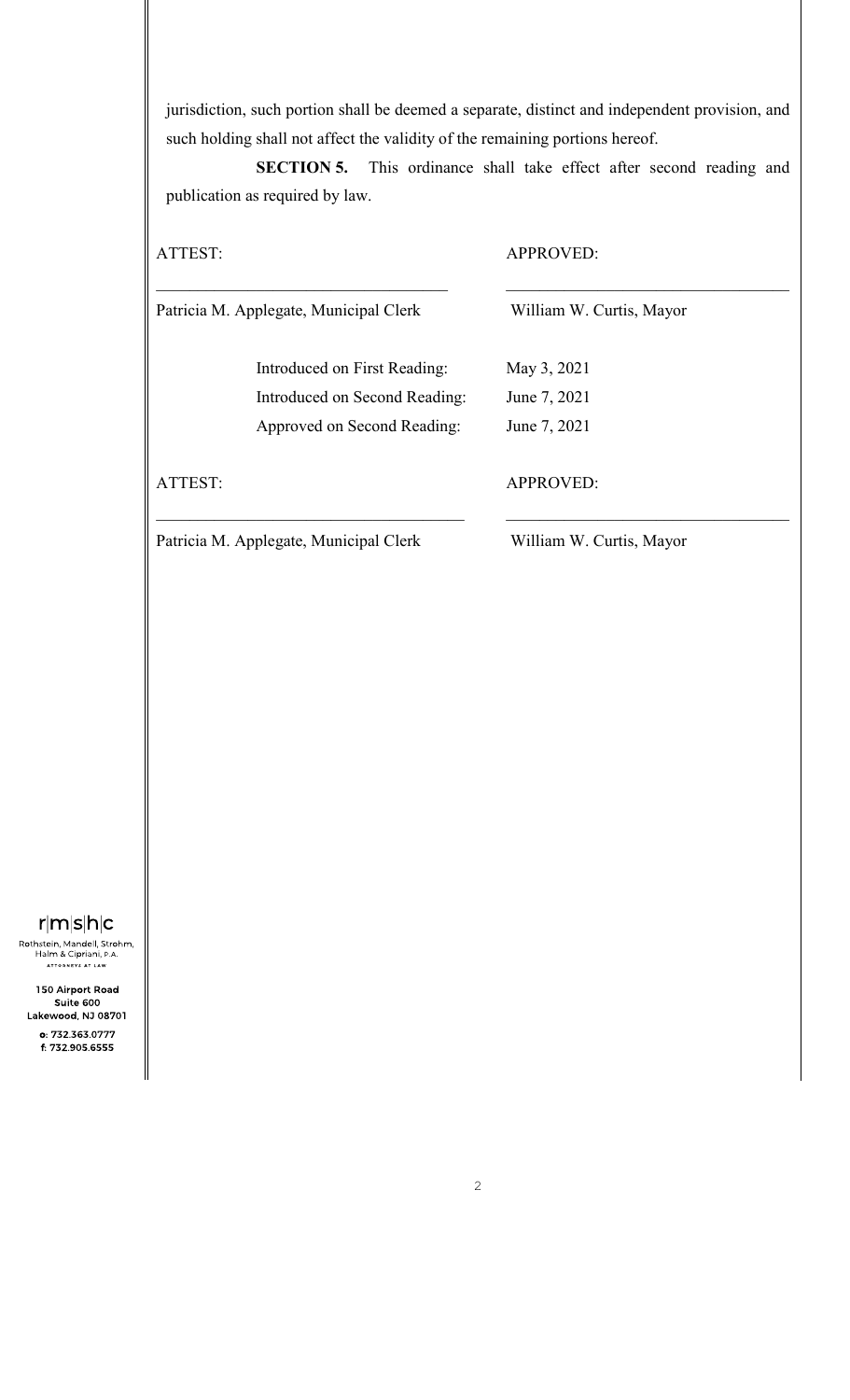jurisdiction, such portion shall be deemed a separate, distinct and independent provision, and such holding shall not affect the validity of the remaining portions hereof.

**SECTION 5.** This ordinance shall take effect after second reading and publication as required by law.

| | |
|---|---|
| ATTEST: | APPROVED: |
| \_\_\_\_\_\_\_\_\_\_\_\_\_\_\_\_\_\_\_\_\_\_\_\_\_\_\_\_\_\_\_\_\_\_ | \_\_\_\_\_\_\_\_\_\_\_\_\_\_\_\_\_\_\_\_\_\_\_\_\_\_\_\_\_\_\_\_\_\_ |
| Patricia M. Applegate, Municipal Clerk | William W. Curtis, Mayor |

| | |
|---|---|
| Introduced on First Reading: | May 3, 2021 |
| Introduced on Second Reading: | June 7, 2021 |
| Approved on Second Reading: | June 7, 2021 |

| | |
|---|---|
| ATTEST: | APPROVED: |
| \_\_\_\_\_\_\_\_\_\_\_\_\_\_\_\_\_\_\_\_\_\_\_\_\_\_\_\_\_\_\_\_\_\_ | \_\_\_\_\_\_\_\_\_\_\_\_\_\_\_\_\_\_\_\_\_\_\_\_\_\_\_\_\_\_\_\_\_\_ |
| Patricia M. Applegate, Municipal Clerk | William W. Curtis, Mayor |

r|m|s|h|c
Rothstein, Mandell, Strohm, Halm & Cipriani, P.A.
ATTORNEYS AT LAW

150 Airport Road
Suite 600
Lakewood, NJ 08701
o: 732.363.0777
f: 732.905.6555